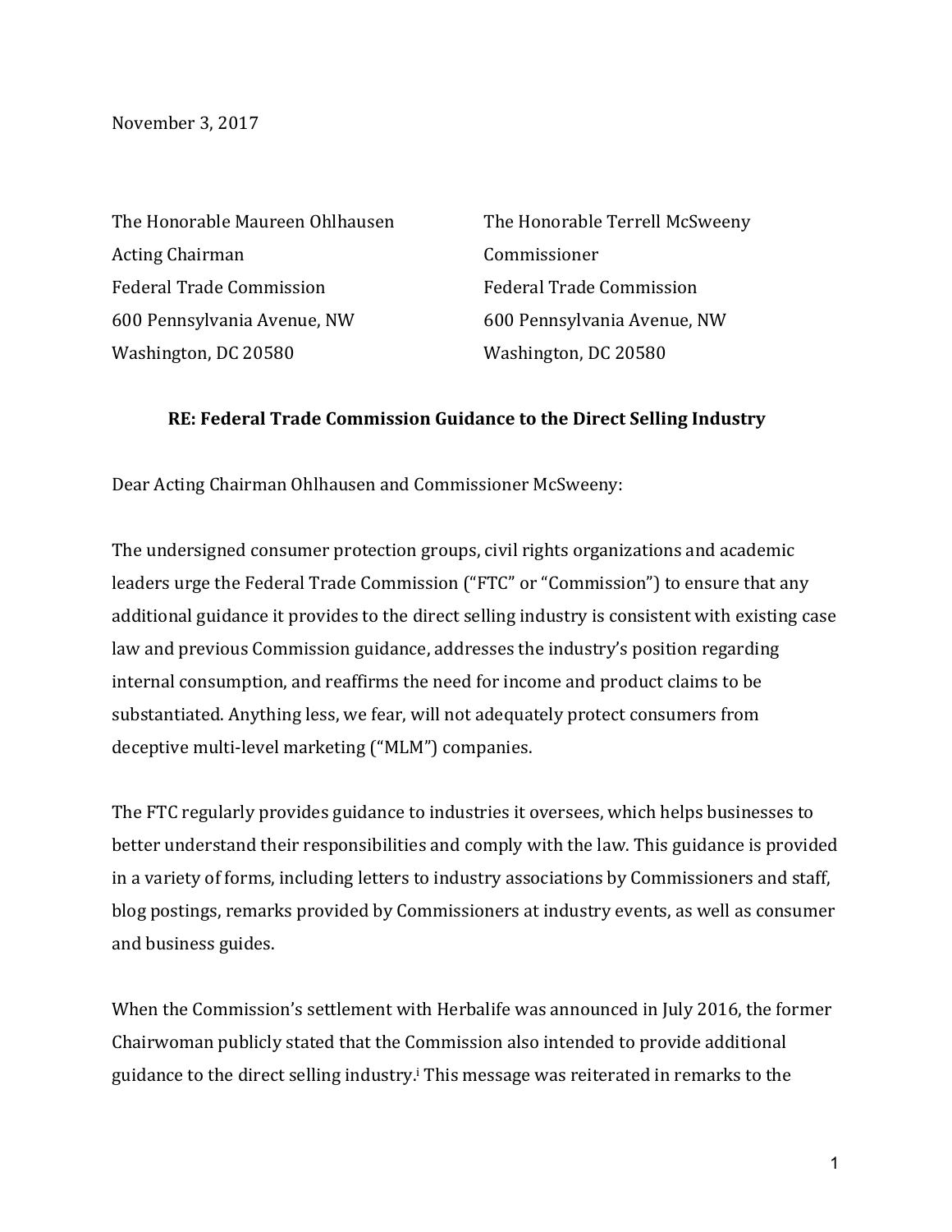November 3, 2017

The Honorable Maureen Ohlhausen
Acting Chairman
Federal Trade Commission
600 Pennsylvania Avenue, NW
Washington, DC 20580

The Honorable Terrell McSweeny
Commissioner
Federal Trade Commission
600 Pennsylvania Avenue, NW
Washington, DC 20580

**RE: Federal Trade Commission Guidance to the Direct Selling Industry**

Dear Acting Chairman Ohlhausen and Commissioner McSweeny:

The undersigned consumer protection groups, civil rights organizations and academic leaders urge the Federal Trade Commission ("FTC" or "Commission") to ensure that any additional guidance it provides to the direct selling industry is consistent with existing case law and previous Commission guidance, addresses the industry's position regarding internal consumption, and reaffirms the need for income and product claims to be substantiated. Anything less, we fear, will not adequately protect consumers from deceptive multi-level marketing ("MLM") companies.

The FTC regularly provides guidance to industries it oversees, which helps businesses to better understand their responsibilities and comply with the law. This guidance is provided in a variety of forms, including letters to industry associations by Commissioners and staff, blog postings, remarks provided by Commissioners at industry events, as well as consumer and business guides.

When the Commission's settlement with Herbalife was announced in July 2016, the former Chairwoman publicly stated that the Commission also intended to provide additional guidance to the direct selling industry.[i] This message was reiterated in remarks to the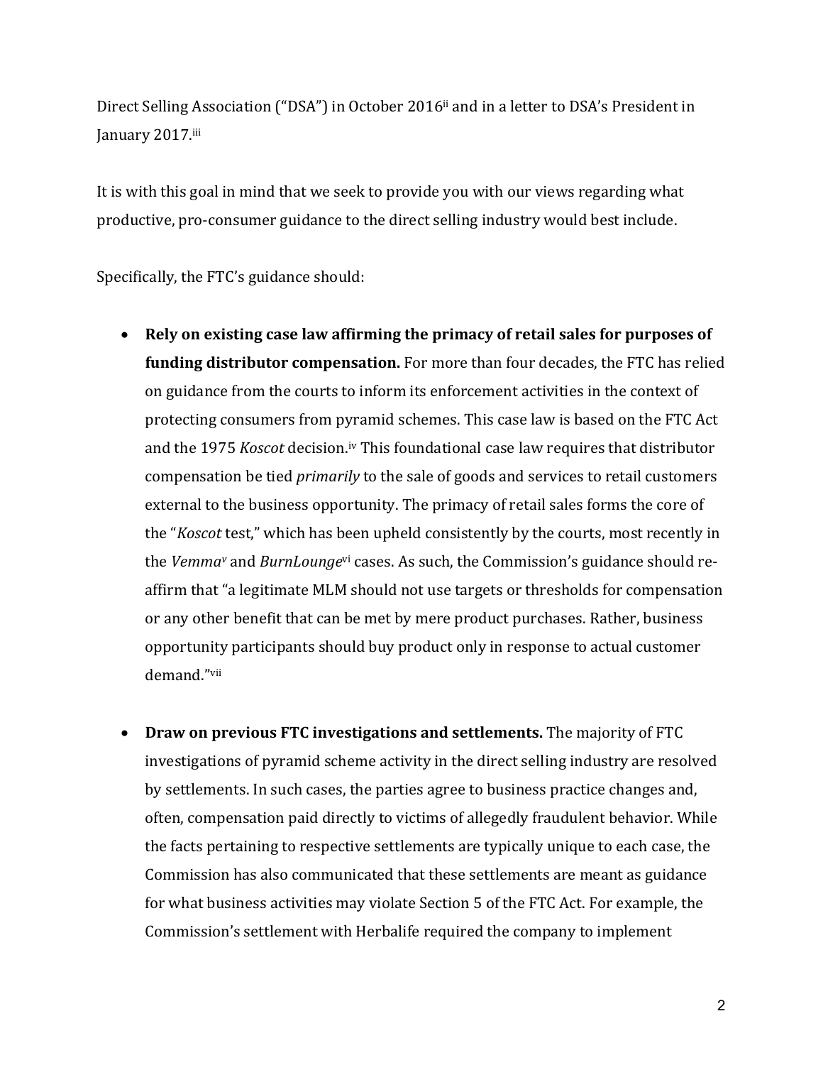Direct Selling Association ("DSA") in October 2016[ii] and in a letter to DSA's President in January 2017.[iii]

It is with this goal in mind that we seek to provide you with our views regarding what productive, pro-consumer guidance to the direct selling industry would best include.

Specifically, the FTC's guidance should:

- **Rely on existing case law affirming the primacy of retail sales for purposes of funding distributor compensation.** For more than four decades, the FTC has relied on guidance from the courts to inform its enforcement activities in the context of protecting consumers from pyramid schemes. This case law is based on the FTC Act and the 1975 *Koscot* decision.[iv] This foundational case law requires that distributor compensation be tied *primarily* to the sale of goods and services to retail customers external to the business opportunity. The primacy of retail sales forms the core of the "*Koscot* test," which has been upheld consistently by the courts, most recently in the *Vemma*[v] and *BurnLounge*[vi] cases. As such, the Commission's guidance should re-affirm that "a legitimate MLM should not use targets or thresholds for compensation or any other benefit that can be met by mere product purchases. Rather, business opportunity participants should buy product only in response to actual customer demand."[vii]

- **Draw on previous FTC investigations and settlements.** The majority of FTC investigations of pyramid scheme activity in the direct selling industry are resolved by settlements. In such cases, the parties agree to business practice changes and, often, compensation paid directly to victims of allegedly fraudulent behavior. While the facts pertaining to respective settlements are typically unique to each case, the Commission has also communicated that these settlements are meant as guidance for what business activities may violate Section 5 of the FTC Act. For example, the Commission's settlement with Herbalife required the company to implement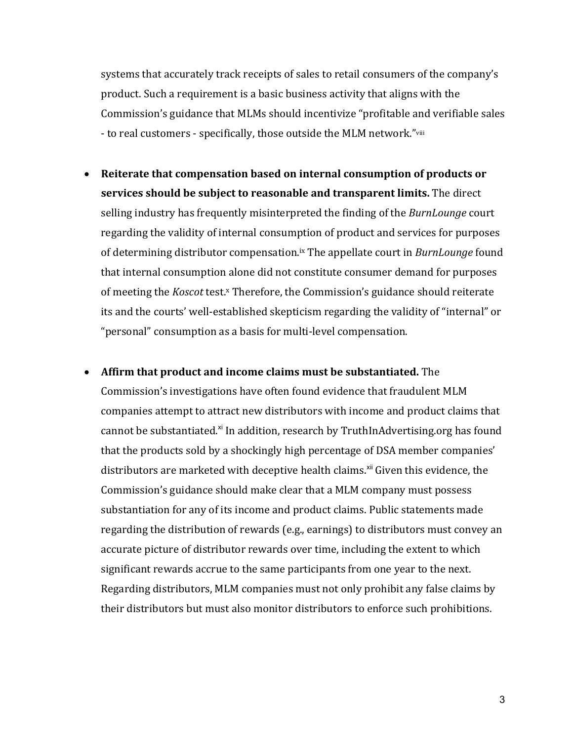systems that accurately track receipts of sales to retail consumers of the company's product. Such a requirement is a basic business activity that aligns with the Commission's guidance that MLMs should incentivize "profitable and verifiable sales - to real customers - specifically, those outside the MLM network."[viii]

- **Reiterate that compensation based on internal consumption of products or services should be subject to reasonable and transparent limits.** The direct selling industry has frequently misinterpreted the finding of the *BurnLounge* court regarding the validity of internal consumption of product and services for purposes of determining distributor compensation.[ix] The appellate court in *BurnLounge* found that internal consumption alone did not constitute consumer demand for purposes of meeting the *Koscot* test.[x] Therefore, the Commission's guidance should reiterate its and the courts' well-established skepticism regarding the validity of "internal" or "personal" consumption as a basis for multi-level compensation.

- **Affirm that product and income claims must be substantiated.** The Commission's investigations have often found evidence that fraudulent MLM companies attempt to attract new distributors with income and product claims that cannot be substantiated.[xi] In addition, research by TruthInAdvertising.org has found that the products sold by a shockingly high percentage of DSA member companies' distributors are marketed with deceptive health claims.[xii] Given this evidence, the Commission's guidance should make clear that a MLM company must possess substantiation for any of its income and product claims. Public statements made regarding the distribution of rewards (e.g., earnings) to distributors must convey an accurate picture of distributor rewards over time, including the extent to which significant rewards accrue to the same participants from one year to the next. Regarding distributors, MLM companies must not only prohibit any false claims by their distributors but must also monitor distributors to enforce such prohibitions.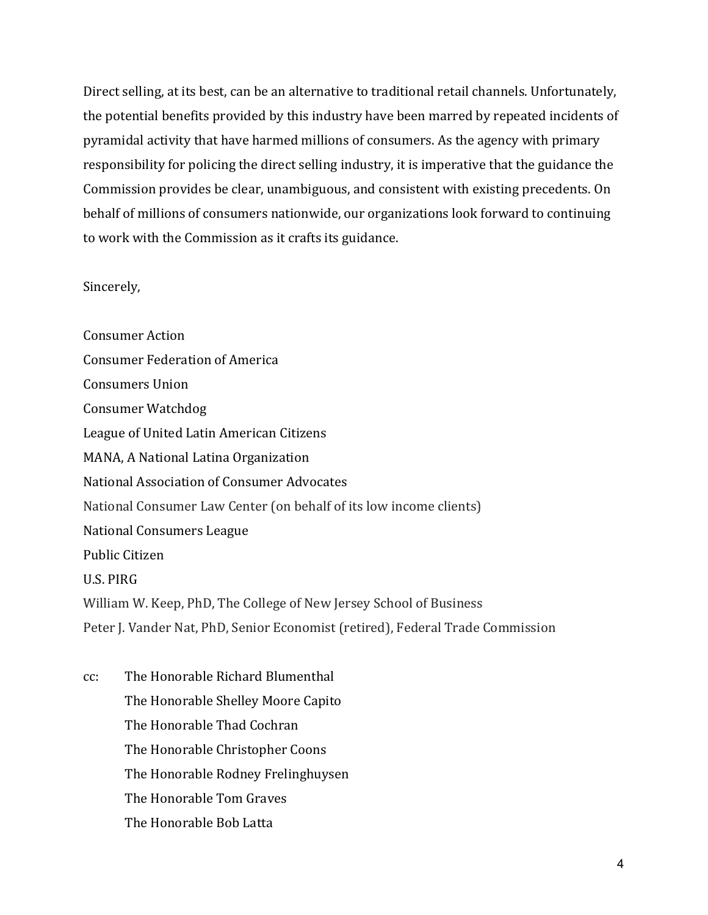Direct selling, at its best, can be an alternative to traditional retail channels. Unfortunately, the potential benefits provided by this industry have been marred by repeated incidents of pyramidal activity that have harmed millions of consumers. As the agency with primary responsibility for policing the direct selling industry, it is imperative that the guidance the Commission provides be clear, unambiguous, and consistent with existing precedents. On behalf of millions of consumers nationwide, our organizations look forward to continuing to work with the Commission as it crafts its guidance.

Sincerely,

Consumer Action
Consumer Federation of America
Consumers Union
Consumer Watchdog
League of United Latin American Citizens
MANA, A National Latina Organization
National Association of Consumer Advocates
National Consumer Law Center (on behalf of its low income clients)
National Consumers League
Public Citizen
U.S. PIRG
William W. Keep, PhD, The College of New Jersey School of Business
Peter J. Vander Nat, PhD, Senior Economist (retired), Federal Trade Commission

cc: The Honorable Richard Blumenthal
The Honorable Shelley Moore Capito
The Honorable Thad Cochran
The Honorable Christopher Coons
The Honorable Rodney Frelinghuysen
The Honorable Tom Graves
The Honorable Bob Latta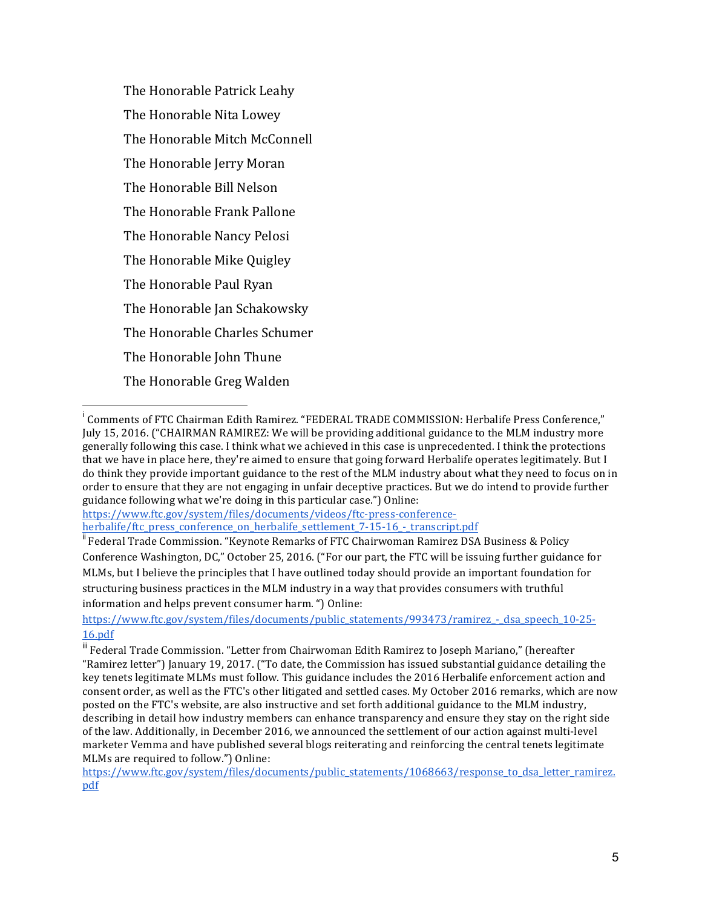The Honorable Patrick Leahy

The Honorable Nita Lowey

The Honorable Mitch McConnell

The Honorable Jerry Moran

The Honorable Bill Nelson

The Honorable Frank Pallone

The Honorable Nancy Pelosi

The Honorable Mike Quigley

The Honorable Paul Ryan

The Honorable Jan Schakowsky

The Honorable Charles Schumer

The Honorable John Thune

The Honorable Greg Walden

---

[i] Comments of FTC Chairman Edith Ramirez. "FEDERAL TRADE COMMISSION: Herbalife Press Conference," July 15, 2016. ("CHAIRMAN RAMIREZ: We will be providing additional guidance to the MLM industry more generally following this case. I think what we achieved in this case is unprecedented. I think the protections that we have in place here, they're aimed to ensure that going forward Herbalife operates legitimately. But I do think they provide important guidance to the rest of the MLM industry about what they need to focus on in order to ensure that they are not engaging in unfair deceptive practices. But we do intend to provide further guidance following what we're doing in this particular case.") Online: https://www.ftc.gov/system/files/documents/videos/ftc-press-conference-herbalife/ftc_press_conference_on_herbalife_settlement_7-15-16_-_transcript.pdf

[ii] Federal Trade Commission. "Keynote Remarks of FTC Chairwoman Ramirez DSA Business & Policy Conference Washington, DC," October 25, 2016. ("For our part, the FTC will be issuing further guidance for MLMs, but I believe the principles that I have outlined today should provide an important foundation for structuring business practices in the MLM industry in a way that provides consumers with truthful information and helps prevent consumer harm. ") Online: https://www.ftc.gov/system/files/documents/public_statements/993473/ramirez_-_dsa_speech_10-25-16.pdf

[iii] Federal Trade Commission. "Letter from Chairwoman Edith Ramirez to Joseph Mariano," (hereafter "Ramirez letter") January 19, 2017. ("To date, the Commission has issued substantial guidance detailing the key tenets legitimate MLMs must follow. This guidance includes the 2016 Herbalife enforcement action and consent order, as well as the FTC's other litigated and settled cases. My October 2016 remarks, which are now posted on the FTC's website, are also instructive and set forth additional guidance to the MLM industry, describing in detail how industry members can enhance transparency and ensure they stay on the right side of the law. Additionally, in December 2016, we announced the settlement of our action against multi-level marketer Vemma and have published several blogs reiterating and reinforcing the central tenets legitimate MLMs are required to follow.") Online: https://www.ftc.gov/system/files/documents/public_statements/1068663/response_to_dsa_letter_ramirez.pdf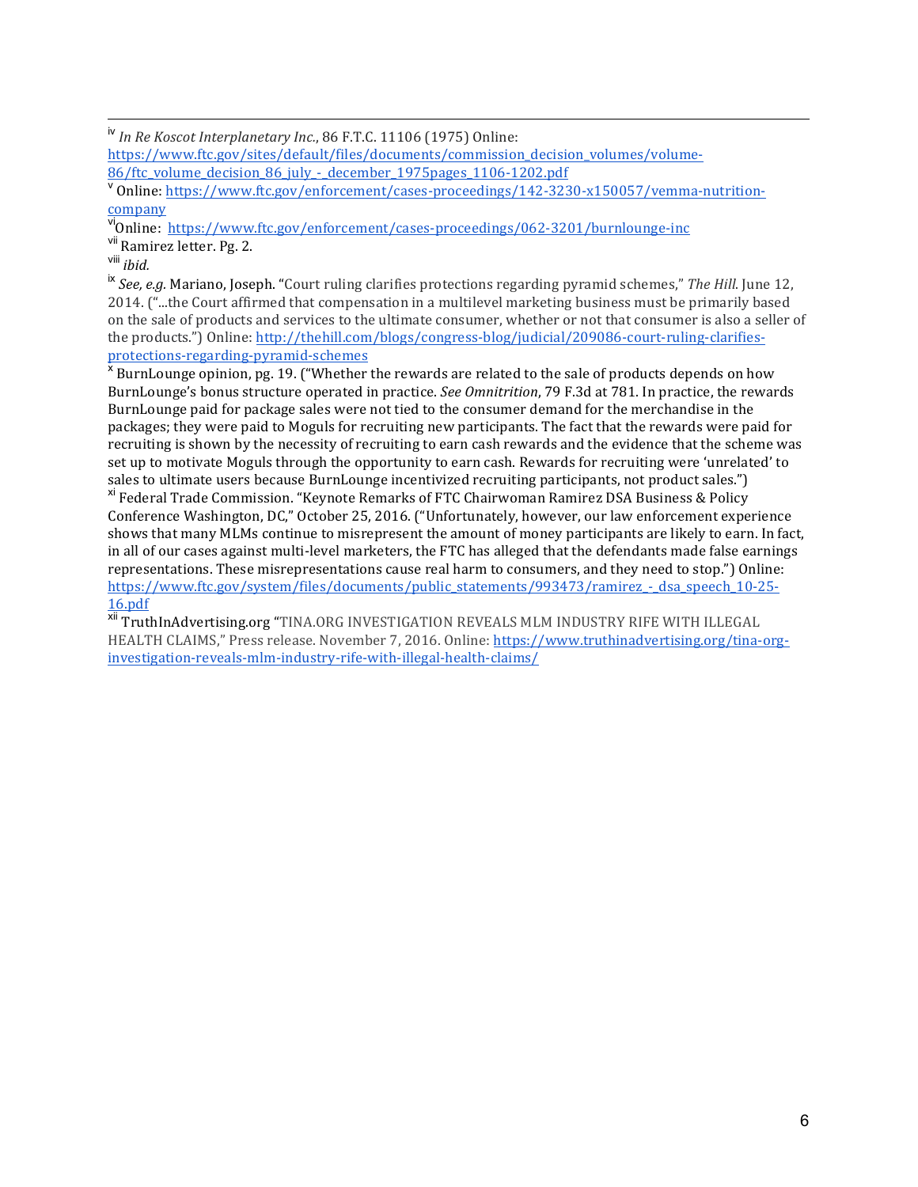[iv] *In Re Koscot Interplanetary Inc.*, 86 F.T.C. 11106 (1975) Online: https://www.ftc.gov/sites/default/files/documents/commission_decision_volumes/volume-86/ftc_volume_decision_86_july_-_december_1975pages_1106-1202.pdf

[v] Online: https://www.ftc.gov/enforcement/cases-proceedings/142-3230-x150057/vemma-nutrition-company

[vi] Online: https://www.ftc.gov/enforcement/cases-proceedings/062-3201/burnlounge-inc

[vii] Ramirez letter. Pg. 2.

[viii] *ibid.*

[ix] *See, e.g.* Mariano, Joseph. "Court ruling clarifies protections regarding pyramid schemes," *The Hill*. June 12, 2014. ("...the Court affirmed that compensation in a multilevel marketing business must be primarily based on the sale of products and services to the ultimate consumer, whether or not that consumer is also a seller of the products.") Online: http://thehill.com/blogs/congress-blog/judicial/209086-court-ruling-clarifies-protections-regarding-pyramid-schemes

[x] BurnLounge opinion, pg. 19. ("Whether the rewards are related to the sale of products depends on how BurnLounge's bonus structure operated in practice. *See Omnitrition*, 79 F.3d at 781. In practice, the rewards BurnLounge paid for package sales were not tied to the consumer demand for the merchandise in the packages; they were paid to Moguls for recruiting new participants. The fact that the rewards were paid for recruiting is shown by the necessity of recruiting to earn cash rewards and the evidence that the scheme was set up to motivate Moguls through the opportunity to earn cash. Rewards for recruiting were 'unrelated' to sales to ultimate users because BurnLounge incentivized recruiting participants, not product sales.")

[xi] Federal Trade Commission. "Keynote Remarks of FTC Chairwoman Ramirez DSA Business & Policy Conference Washington, DC," October 25, 2016. ("Unfortunately, however, our law enforcement experience shows that many MLMs continue to misrepresent the amount of money participants are likely to earn. In fact, in all of our cases against multi-level marketers, the FTC has alleged that the defendants made false earnings representations. These misrepresentations cause real harm to consumers, and they need to stop.") Online: https://www.ftc.gov/system/files/documents/public_statements/993473/ramirez_-_dsa_speech_10-25-16.pdf

[xii] TruthInAdvertising.org "TINA.ORG INVESTIGATION REVEALS MLM INDUSTRY RIFE WITH ILLEGAL HEALTH CLAIMS," Press release. November 7, 2016. Online: https://www.truthinadvertising.org/tina-org-investigation-reveals-mlm-industry-rife-with-illegal-health-claims/